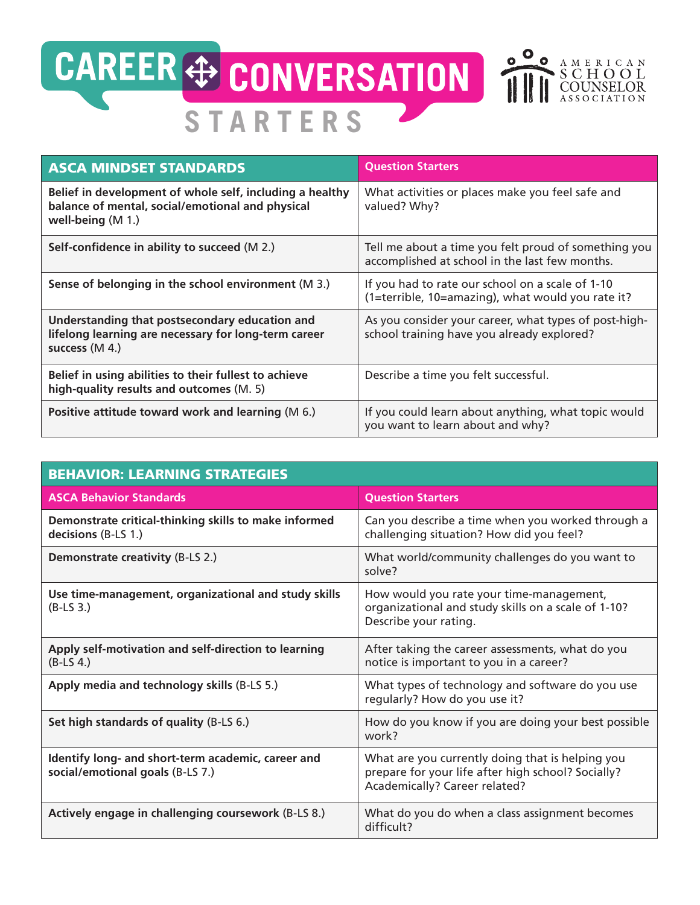# CAREER CONVERSATION STARTERS

AMERICAN SCHOOL COUNSELOR ASSOCIATION

| ASCA MINDSET STANDARDS | Question Starters |
|---|---|
| **Belief in development of whole self, including a healthy balance of mental, social/emotional and physical well-being** (M 1.) | What activities or places make you feel safe and valued? Why? |
| **Self-confidence in ability to succeed** (M 2.) | Tell me about a time you felt proud of something you accomplished at school in the last few months. |
| **Sense of belonging in the school environment** (M 3.) | If you had to rate our school on a scale of 1-10 (1=terrible, 10=amazing), what would you rate it? |
| **Understanding that postsecondary education and lifelong learning are necessary for long-term career success** (M 4.) | As you consider your career, what types of post-high-school training have you already explored? |
| **Belief in using abilities to their fullest to achieve high-quality results and outcomes** (M. 5) | Describe a time you felt successful. |
| **Positive attitude toward work and learning** (M 6.) | If you could learn about anything, what topic would you want to learn about and why? |

## BEHAVIOR: LEARNING STRATEGIES

| ASCA Behavior Standards | Question Starters |
|---|---|
| **Demonstrate critical-thinking skills to make informed decisions** (B-LS 1.) | Can you describe a time when you worked through a challenging situation? How did you feel? |
| **Demonstrate creativity** (B-LS 2.) | What world/community challenges do you want to solve? |
| **Use time-management, organizational and study skills** (B-LS 3.) | How would you rate your time-management, organizational and study skills on a scale of 1-10? Describe your rating. |
| **Apply self-motivation and self-direction to learning** (B-LS 4.) | After taking the career assessments, what do you notice is important to you in a career? |
| **Apply media and technology skills** (B-LS 5.) | What types of technology and software do you use regularly? How do you use it? |
| **Set high standards of quality** (B-LS 6.) | How do you know if you are doing your best possible work? |
| **Identify long- and short-term academic, career and social/emotional goals** (B-LS 7.) | What are you currently doing that is helping you prepare for your life after high school? Socially? Academically? Career related? |
| **Actively engage in challenging coursework** (B-LS 8.) | What do you do when a class assignment becomes difficult? |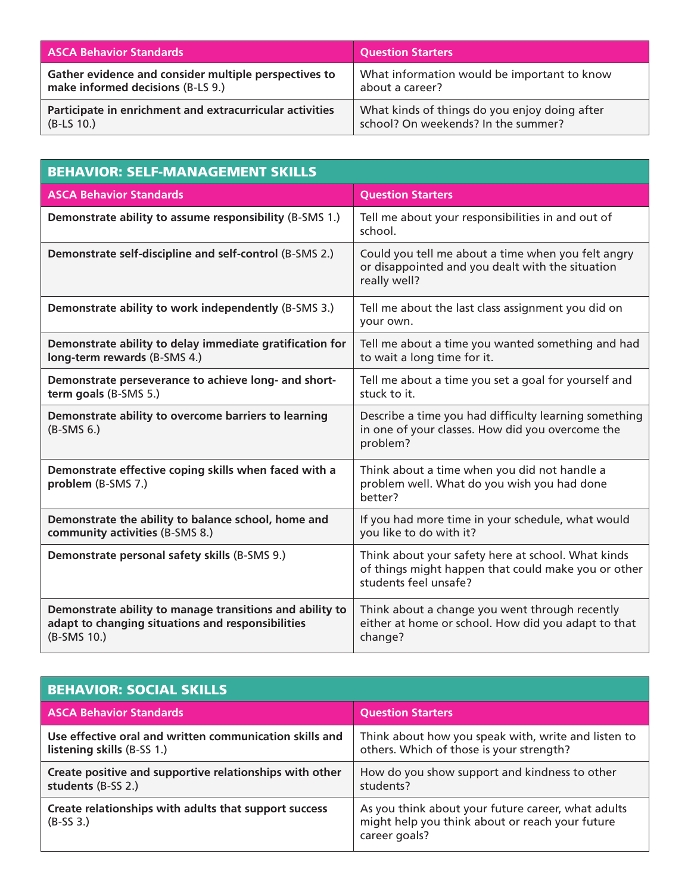| ASCA Behavior Standards | Question Starters |
|---|---|
| **Gather evidence and consider multiple perspectives to make informed decisions** (B-LS 9.) | What information would be important to know about a career? |
| **Participate in enrichment and extracurricular activities** (B-LS 10.) | What kinds of things do you enjoy doing after school? On weekends? In the summer? |

## BEHAVIOR: SELF-MANAGEMENT SKILLS

| ASCA Behavior Standards | Question Starters |
|---|---|
| **Demonstrate ability to assume responsibility** (B-SMS 1.) | Tell me about your responsibilities in and out of school. |
| **Demonstrate self-discipline and self-control** (B-SMS 2.) | Could you tell me about a time when you felt angry or disappointed and you dealt with the situation really well? |
| **Demonstrate ability to work independently** (B-SMS 3.) | Tell me about the last class assignment you did on your own. |
| **Demonstrate ability to delay immediate gratification for long-term rewards** (B-SMS 4.) | Tell me about a time you wanted something and had to wait a long time for it. |
| **Demonstrate perseverance to achieve long- and short-term goals** (B-SMS 5.) | Tell me about a time you set a goal for yourself and stuck to it. |
| **Demonstrate ability to overcome barriers to learning** (B-SMS 6.) | Describe a time you had difficulty learning something in one of your classes. How did you overcome the problem? |
| **Demonstrate effective coping skills when faced with a problem** (B-SMS 7.) | Think about a time when you did not handle a problem well. What do you wish you had done better? |
| **Demonstrate the ability to balance school, home and community activities** (B-SMS 8.) | If you had more time in your schedule, what would you like to do with it? |
| **Demonstrate personal safety skills** (B-SMS 9.) | Think about your safety here at school. What kinds of things might happen that could make you or other students feel unsafe? |
| **Demonstrate ability to manage transitions and ability to adapt to changing situations and responsibilities** (B-SMS 10.) | Think about a change you went through recently either at home or school. How did you adapt to that change? |

## BEHAVIOR: SOCIAL SKILLS

| ASCA Behavior Standards | Question Starters |
|---|---|
| **Use effective oral and written communication skills and listening skills** (B-SS 1.) | Think about how you speak with, write and listen to others. Which of those is your strength? |
| **Create positive and supportive relationships with other students** (B-SS 2.) | How do you show support and kindness to other students? |
| **Create relationships with adults that support success** (B-SS 3.) | As you think about your future career, what adults might help you think about or reach your future career goals? |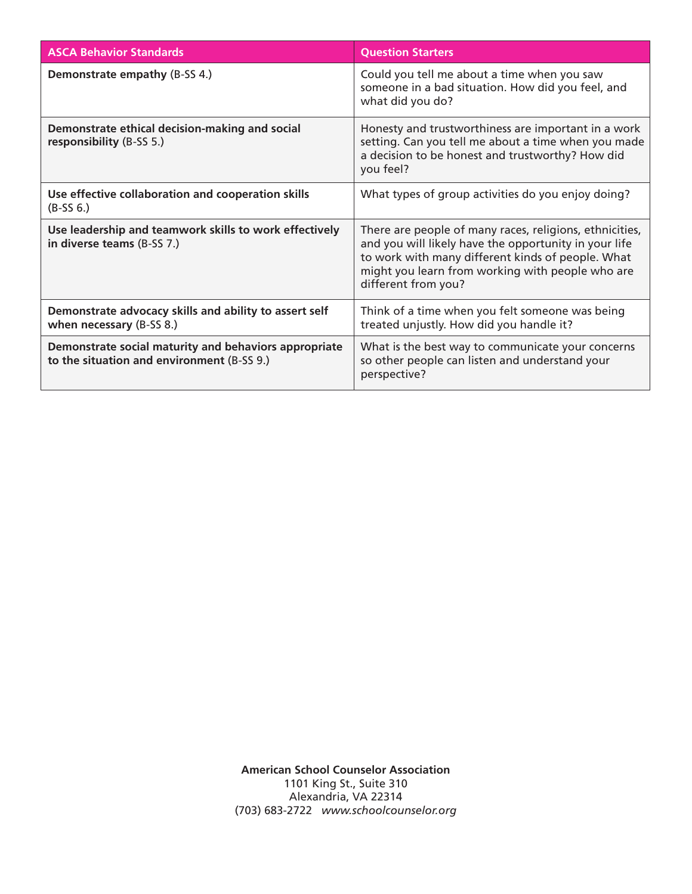| ASCA Behavior Standards | Question Starters |
| --- | --- |
| **Demonstrate empathy** (B-SS 4.) | Could you tell me about a time when you saw someone in a bad situation. How did you feel, and what did you do? |
| **Demonstrate ethical decision-making and social responsibility** (B-SS 5.) | Honesty and trustworthiness are important in a work setting. Can you tell me about a time when you made a decision to be honest and trustworthy? How did you feel? |
| **Use effective collaboration and cooperation skills** (B-SS 6.) | What types of group activities do you enjoy doing? |
| **Use leadership and teamwork skills to work effectively in diverse teams** (B-SS 7.) | There are people of many races, religions, ethnicities, and you will likely have the opportunity in your life to work with many different kinds of people. What might you learn from working with people who are different from you? |
| **Demonstrate advocacy skills and ability to assert self when necessary** (B-SS 8.) | Think of a time when you felt someone was being treated unjustly. How did you handle it? |
| **Demonstrate social maturity and behaviors appropriate to the situation and environment** (B-SS 9.) | What is the best way to communicate your concerns so other people can listen and understand your perspective? |

**American School Counselor Association**
1101 King St., Suite 310
Alexandria, VA 22314
(703) 683-2722 *www.schoolcounselor.org*